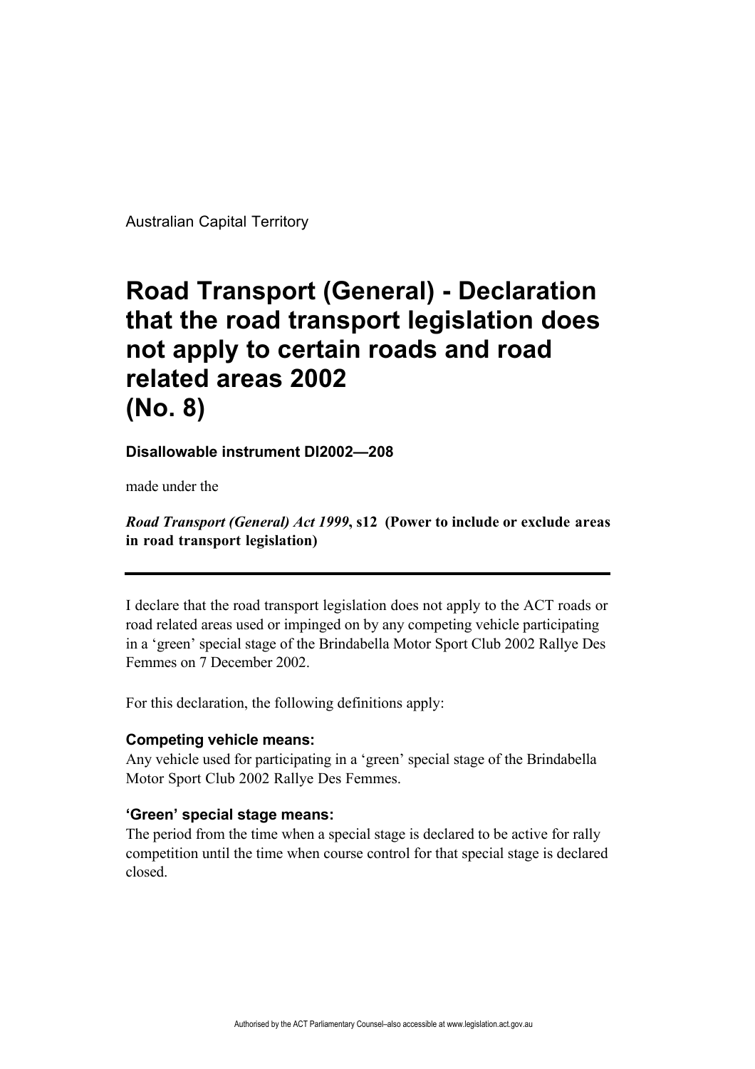Australian Capital Territory

# Road Transport (General) - Declaration that the road transport legislation does not apply to certain roads and road related areas 2002 (No. 8)

**Disallowable instrument DI2002—208**

made under the

***Road Transport (General) Act 1999*, s12 (Power to include or exclude areas in road transport legislation)**

---

I declare that the road transport legislation does not apply to the ACT roads or road related areas used or impinged on by any competing vehicle participating in a 'green' special stage of the Brindabella Motor Sport Club 2002 Rallye Des Femmes on 7 December 2002.

For this declaration, the following definitions apply:

### Competing vehicle means:

Any vehicle used for participating in a 'green' special stage of the Brindabella Motor Sport Club 2002 Rallye Des Femmes.

### 'Green' special stage means:

The period from the time when a special stage is declared to be active for rally competition until the time when course control for that special stage is declared closed.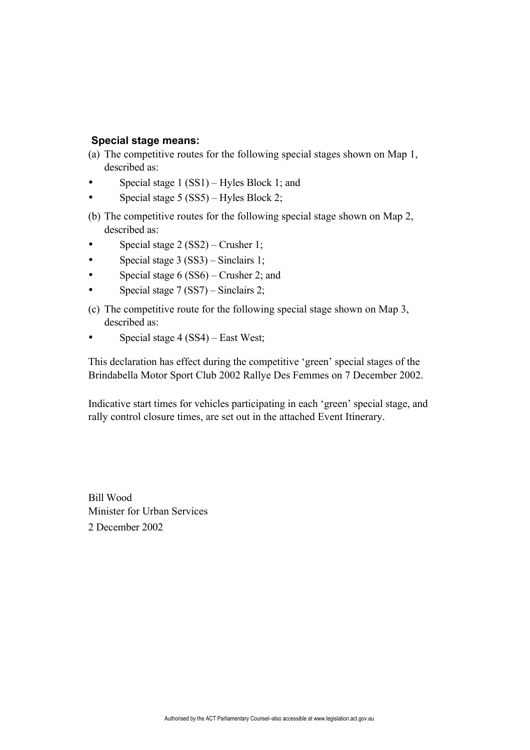**Special stage means:**

(a) The competitive routes for the following special stages shown on Map 1, described as:

- Special stage 1 (SS1) – Hyles Block 1; and
- Special stage 5 (SS5) – Hyles Block 2;

(b) The competitive routes for the following special stage shown on Map 2, described as:

- Special stage 2 (SS2) – Crusher 1;
- Special stage 3 (SS3) – Sinclairs 1;
- Special stage 6 (SS6) – Crusher 2; and
- Special stage 7 (SS7) – Sinclairs 2;

(c) The competitive route for the following special stage shown on Map 3, described as:

- Special stage 4 (SS4) – East West;

This declaration has effect during the competitive 'green' special stages of the Brindabella Motor Sport Club 2002 Rallye Des Femmes on 7 December 2002.

Indicative start times for vehicles participating in each 'green' special stage, and rally control closure times, are set out in the attached Event Itinerary.

Bill Wood
Minister for Urban Services
2 December 2002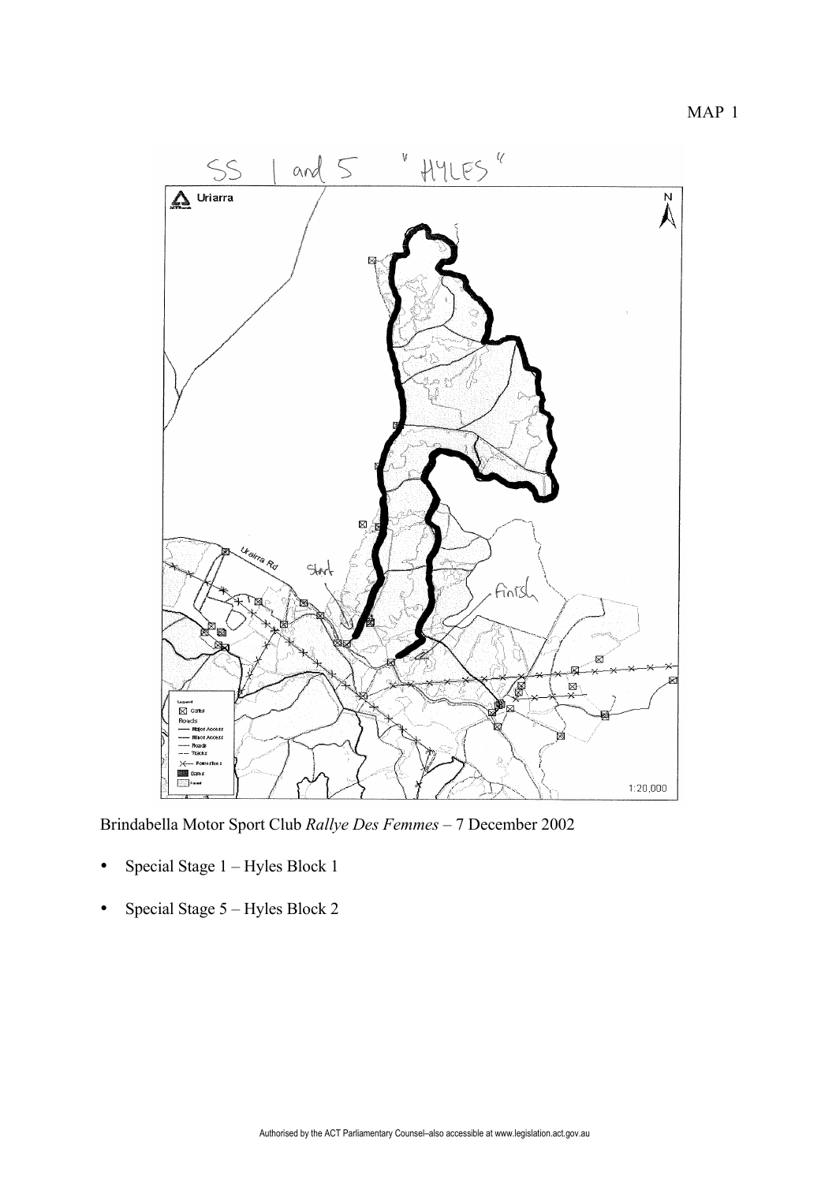MAP 1

Brindabella Motor Sport Club *Rallye Des Femmes* – 7 December 2002

- Special Stage 1 – Hyles Block 1
- Special Stage 5 – Hyles Block 2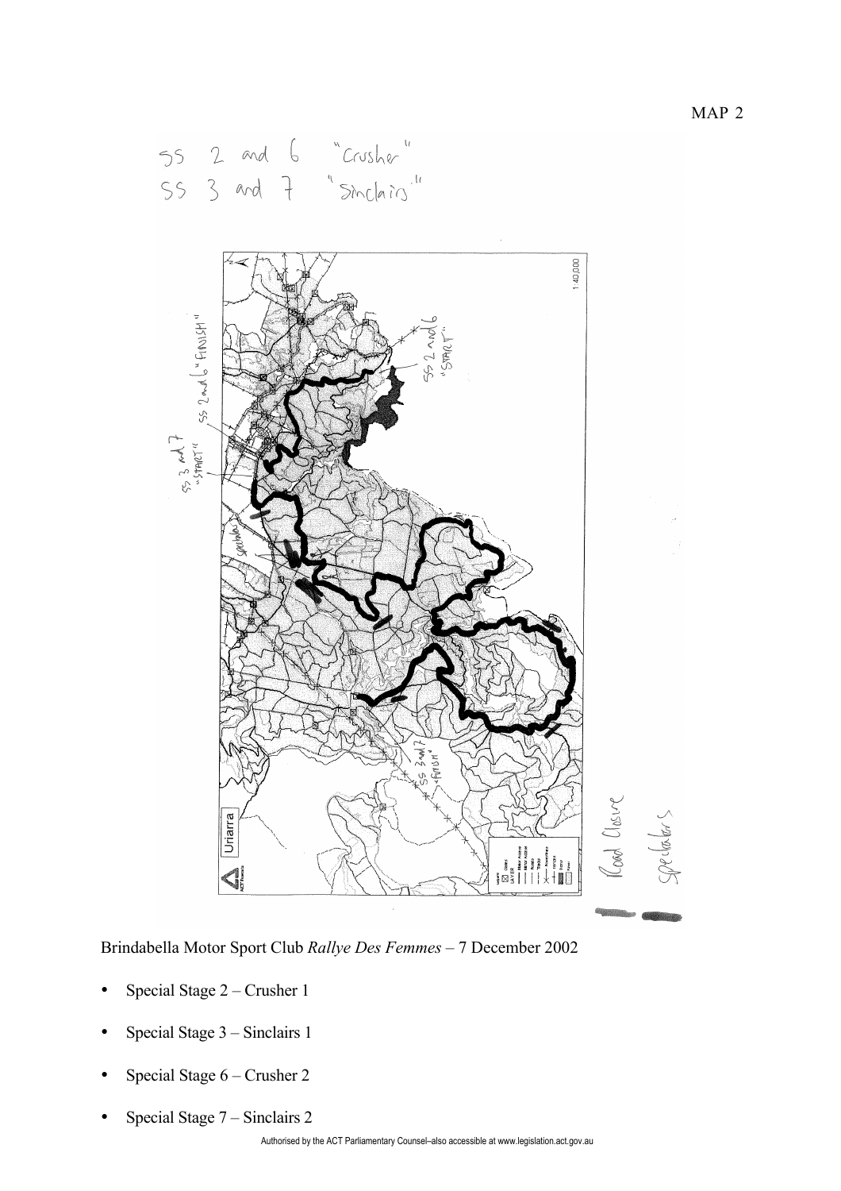MAP 2

SS 2 and 6 "Crusher"
SS 3 and 7 "Sinclairs"

Brindabella Motor Sport Club *Rallye Des Femmes* – 7 December 2002

- Special Stage 2 – Crusher 1
- Special Stage 3 – Sinclairs 1
- Special Stage 6 – Crusher 2
- Special Stage 7 – Sinclairs 2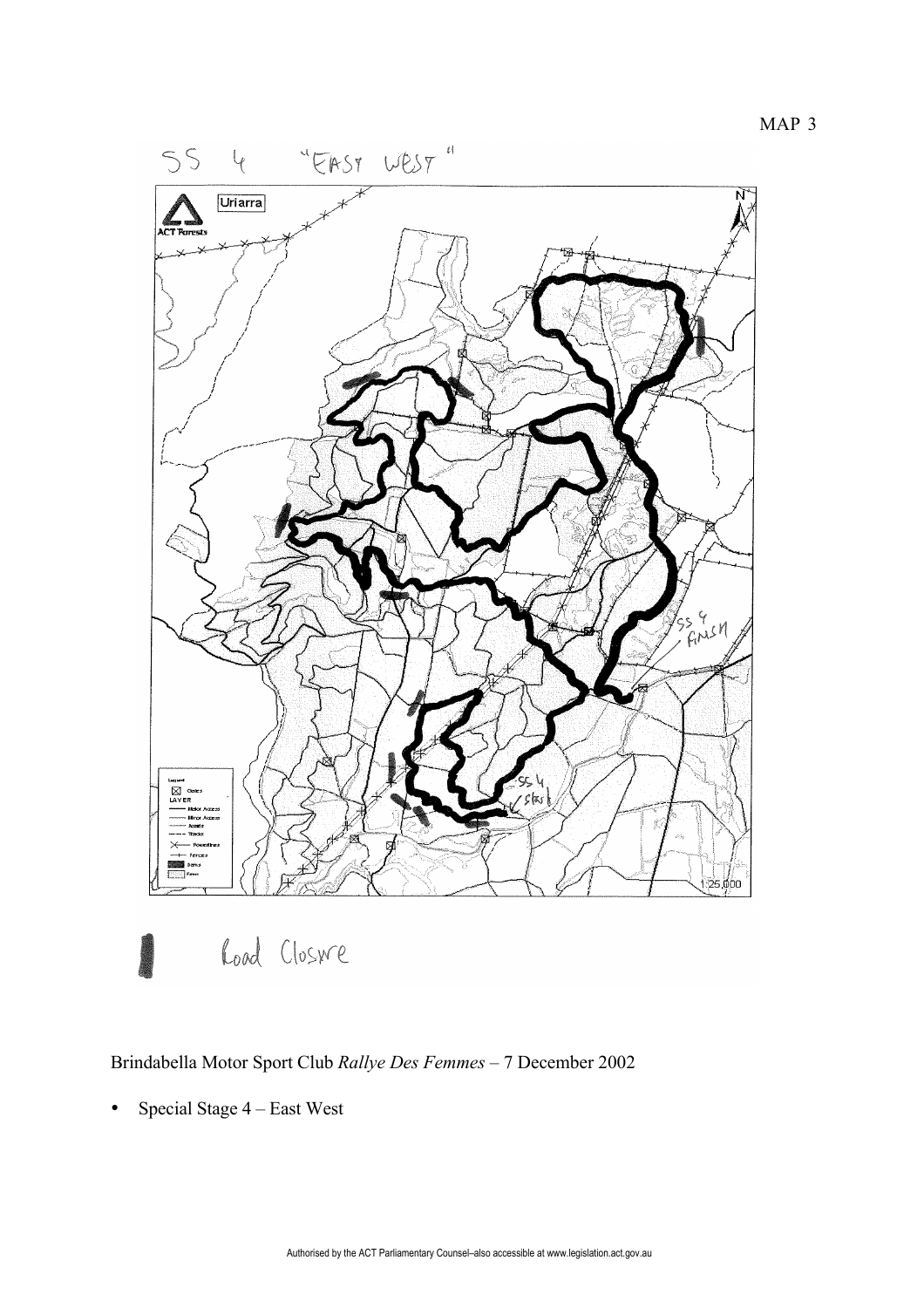MAP 3

Brindabella Motor Sport Club *Rallye Des Femmes* – 7 December 2002

- Special Stage 4 – East West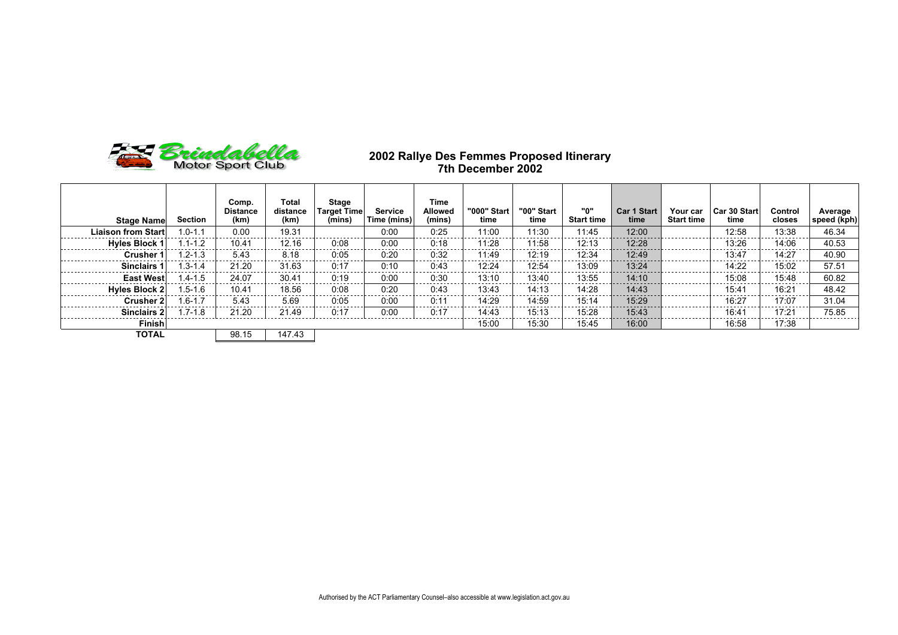Brindabella Motor Sport Club

# 2002 Rallye Des Femmes Proposed Itinerary
## 7th December 2002

| Stage Name | Section | Comp. Distance (km) | Total distance (km) | Stage Target Time (mins) | Service Time (mins) | Time Allowed (mins) | "000" Start time | "00" Start time | "0" Start time | Car 1 Start time | Your car Start time | Car 30 Start time | Control closes | Average speed (kph) |
|---|---|---|---|---|---|---|---|---|---|---|---|---|---|---|
| Liaison from Start | 1.0-1.1 | 0.00 | 19.31 | | 0:00 | 0:25 | 11:00 | 11:30 | 11:45 | 12:00 | | 12:58 | 13:38 | 46.34 |
| Hyles Block 1 | 1.1-1.2 | 10.41 | 12.16 | 0:08 | 0:00 | 0:18 | 11:28 | 11:58 | 12:13 | 12:28 | | 13:26 | 14:06 | 40.53 |
| Crusher 1 | 1.2-1.3 | 5.43 | 8.18 | 0:05 | 0:20 | 0:32 | 11:49 | 12:19 | 12:34 | 12:49 | | 13:47 | 14:27 | 40.90 |
| Sinclairs 1 | 1.3-1.4 | 21.20 | 31.63 | 0:17 | 0:10 | 0:43 | 12:24 | 12:54 | 13:09 | 13:24 | | 14:22 | 15:02 | 57.51 |
| East West | 1.4-1.5 | 24.07 | 30.41 | 0:19 | 0:00 | 0:30 | 13:10 | 13:40 | 13:55 | 14:10 | | 15:08 | 15:48 | 60.82 |
| Hyles Block 2 | 1.5-1.6 | 10.41 | 18.56 | 0:08 | 0:20 | 0:43 | 13:43 | 14:13 | 14:28 | 14:43 | | 15:41 | 16:21 | 48.42 |
| Crusher 2 | 1.6-1.7 | 5.43 | 5.69 | 0:05 | 0:00 | 0:11 | 14:29 | 14:59 | 15:14 | 15:29 | | 16:27 | 17:07 | 31.04 |
| Sinclairs 2 | 1.7-1.8 | 21.20 | 21.49 | 0:17 | 0:00 | 0:17 | 14:43 | 15:13 | 15:28 | 15:43 | | 16:41 | 17:21 | 75.85 |
| Finish | | | | | | | 15:00 | 15:30 | 15:45 | 16:00 | | 16:58 | 17:38 | |
| TOTAL | | 98.15 | 147.43 | | | | | | | | | | | |

Authorised by the ACT Parliamentary Counsel–also accessible at www.legislation.act.gov.au